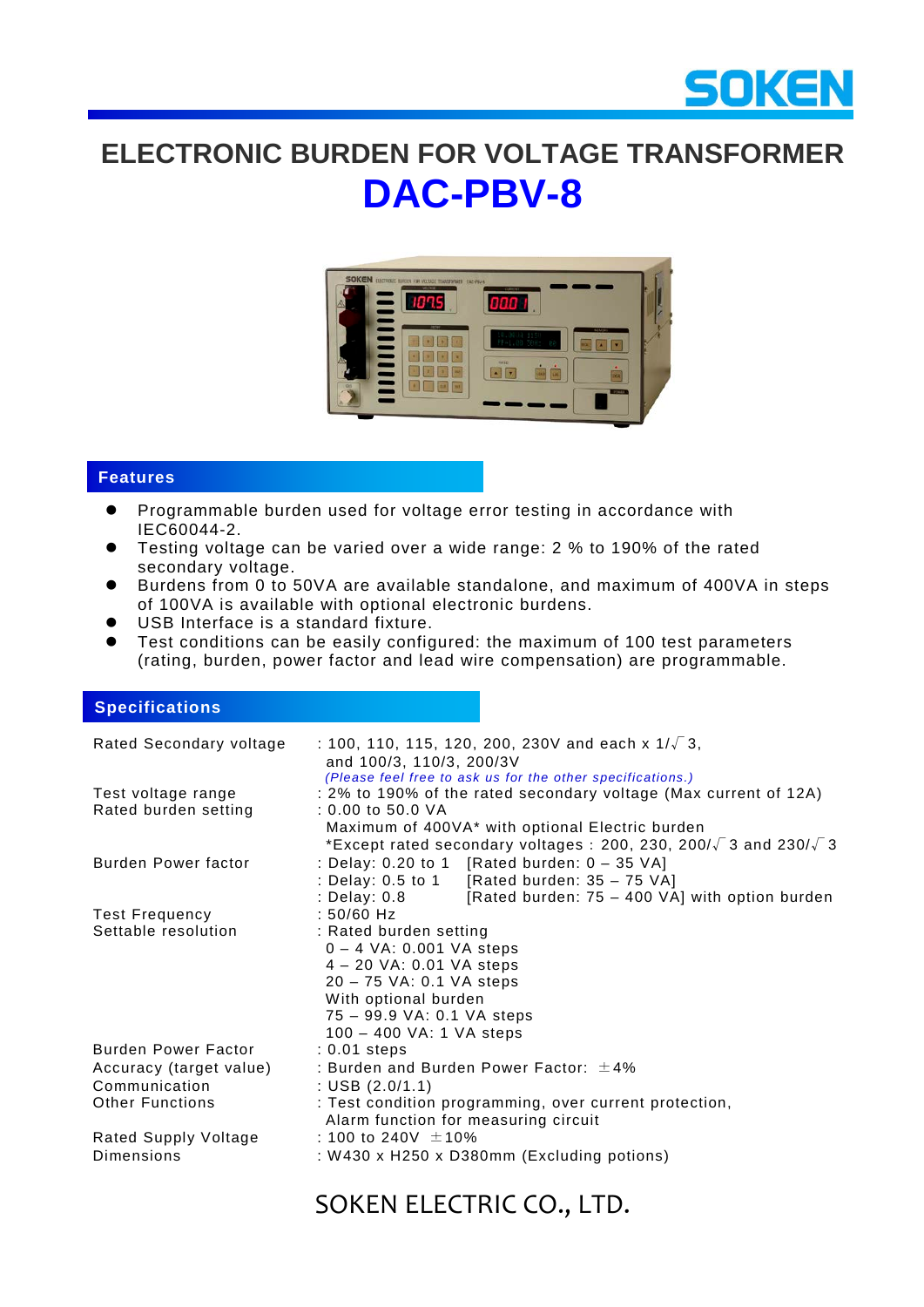SOKEN

# ELECTRONIC BURDEN FOR VOLTAGE TRANSFORMER

# DAC-PBV-8

## Features

- Programmable burden used for voltage error testing in accordance with IEC60044-2.
- Testing voltage can be varied over a wide range: 2 % to 190% of the rated secondary voltage.
- Burdens from 0 to 50VA are available standalone, and maximum of 400VA in steps of 100VA is available with optional electronic burdens.
- USB Interface is a standard fixture.
- Test conditions can be easily configured: the maximum of 100 test parameters (rating, burden, power factor and lead wire compensation) are programmable.

## Specifications

| | |
|---|---|
| Rated Secondary voltage | : 100, 110, 115, 120, 200, 230V and each x 1/√3, and 100/3, 110/3, 200/3V *(Please feel free to ask us for the other specifications.)* |
| Test voltage range | : 2% to 190% of the rated secondary voltage (Max current of 12A) |
| Rated burden setting | : 0.00 to 50.0 VA<br>Maximum of 400VA* with optional Electric burden<br>*Except rated secondary voltages : 200, 230, 200/√3 and 230/√3 |
| Burden Power factor | : Delay: 0.20 to 1 [Rated burden: 0 – 35 VA]<br>: Delay: 0.5 to 1 [Rated burden: 35 – 75 VA]<br>: Delay: 0.8 [Rated burden: 75 – 400 VA] with option burden |
| Test Frequency | : 50/60 Hz |
| Settable resolution | : Rated burden setting<br>0 – 4 VA: 0.001 VA steps<br>4 – 20 VA: 0.01 VA steps<br>20 – 75 VA: 0.1 VA steps<br>With optional burden<br>75 – 99.9 VA: 0.1 VA steps<br>100 – 400 VA: 1 VA steps |
| Burden Power Factor | : 0.01 steps |
| Accuracy (target value) | : Burden and Burden Power Factor: ±4% |
| Communication | : USB (2.0/1.1) |
| Other Functions | : Test condition programming, over current protection, Alarm function for measuring circuit |
| Rated Supply Voltage | : 100 to 240V ±10% |
| Dimensions | : W430 x H250 x D380mm (Excluding potions) |

SOKEN ELECTRIC CO., LTD.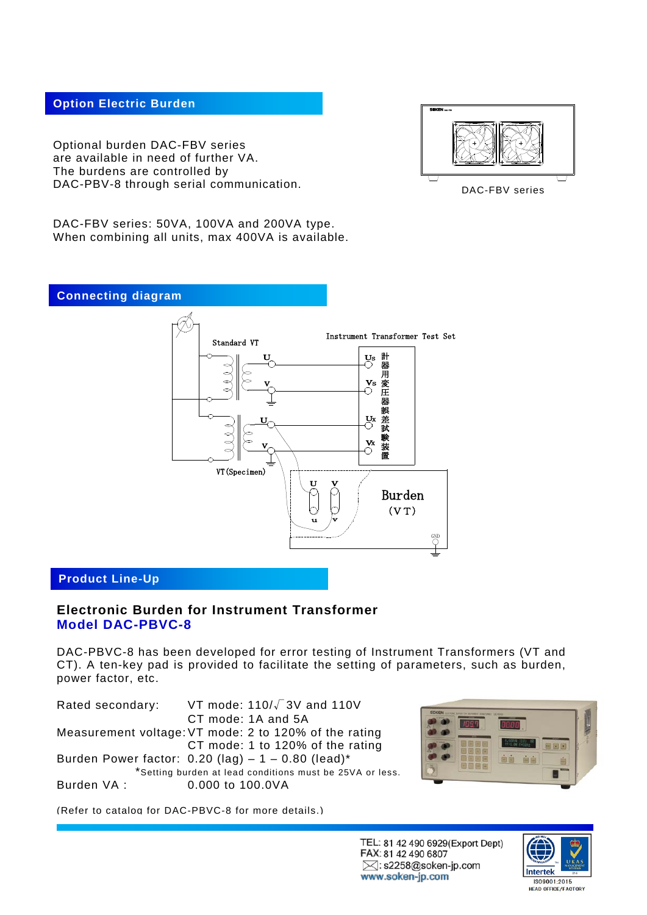## Option Electric Burden

Optional burden DAC-FBV series
are available in need of further VA.
The burdens are controlled by
DAC-PBV-8 through serial communication.

DAC-FBV series

DAC-FBV series: 50VA, 100VA and 200VA type.
When combining all units, max 400VA is available.

## Connecting diagram

Standard VT

Instrument Transformer Test Set

U

V

Us

Vs

Ux

Vx

計器用変圧器誤差試験装置

VT (Specimen)

U V

u v

Burden (VT)

GND

## Product Line-Up

### Electronic Burden for Instrument Transformer
### Model DAC-PBVC-8

DAC-PBVC-8 has been developed for error testing of Instrument Transformers (VT and CT). A ten-key pad is provided to facilitate the setting of parameters, such as burden, power factor, etc.

| | |
|---|---|
| Rated secondary: | VT mode: 110/$\sqrt{3}$V and 110V |
| | CT mode: 1A and 5A |
| Measurement voltage: | VT mode: 2 to 120% of the rating |
| | CT mode: 1 to 120% of the rating |
| Burden Power factor: | 0.20 (lag) – 1 – 0.80 (lead)* |
| | *Setting burden at lead conditions must be 25VA or less. |
| Burden VA : | 0.000 to 100.0VA |

(Refer to catalog for DAC-PBVC-8 for more details.)

TEL: 81 42 490 6929(Export Dept)
FAX: 81 42 490 6807
: s2258@soken-jp.com
www.soken-jp.com

Intertek
ISO9001:2015
HEAD OFFICE/FACTORY